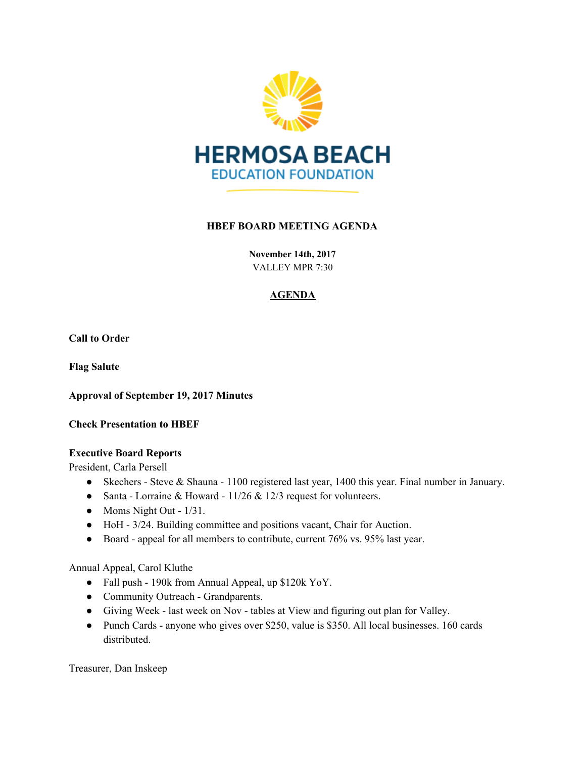HERMOSA BEACH
EDUCATION FOUNDATION

**HBEF BOARD MEETING AGENDA**

**November 14th, 2017**
VALLEY MPR 7:30

## AGENDA

**Call to Order**

**Flag Salute**

**Approval of September 19, 2017 Minutes**

**Check Presentation to HBEF**

**Executive Board Reports**

President, Carla Persell

- Skechers - Steve & Shauna - 1100 registered last year, 1400 this year. Final number in January.
- Santa - Lorraine & Howard - 11/26 & 12/3 request for volunteers.
- Moms Night Out - 1/31.
- HoH - 3/24. Building committee and positions vacant, Chair for Auction.
- Board - appeal for all members to contribute, current 76% vs. 95% last year.

Annual Appeal, Carol Kluthe

- Fall push - 190k from Annual Appeal, up $120k YoY.
- Community Outreach - Grandparents.
- Giving Week - last week on Nov - tables at View and figuring out plan for Valley.
- Punch Cards - anyone who gives over $250, value is $350. All local businesses. 160 cards distributed.

Treasurer, Dan Inskeep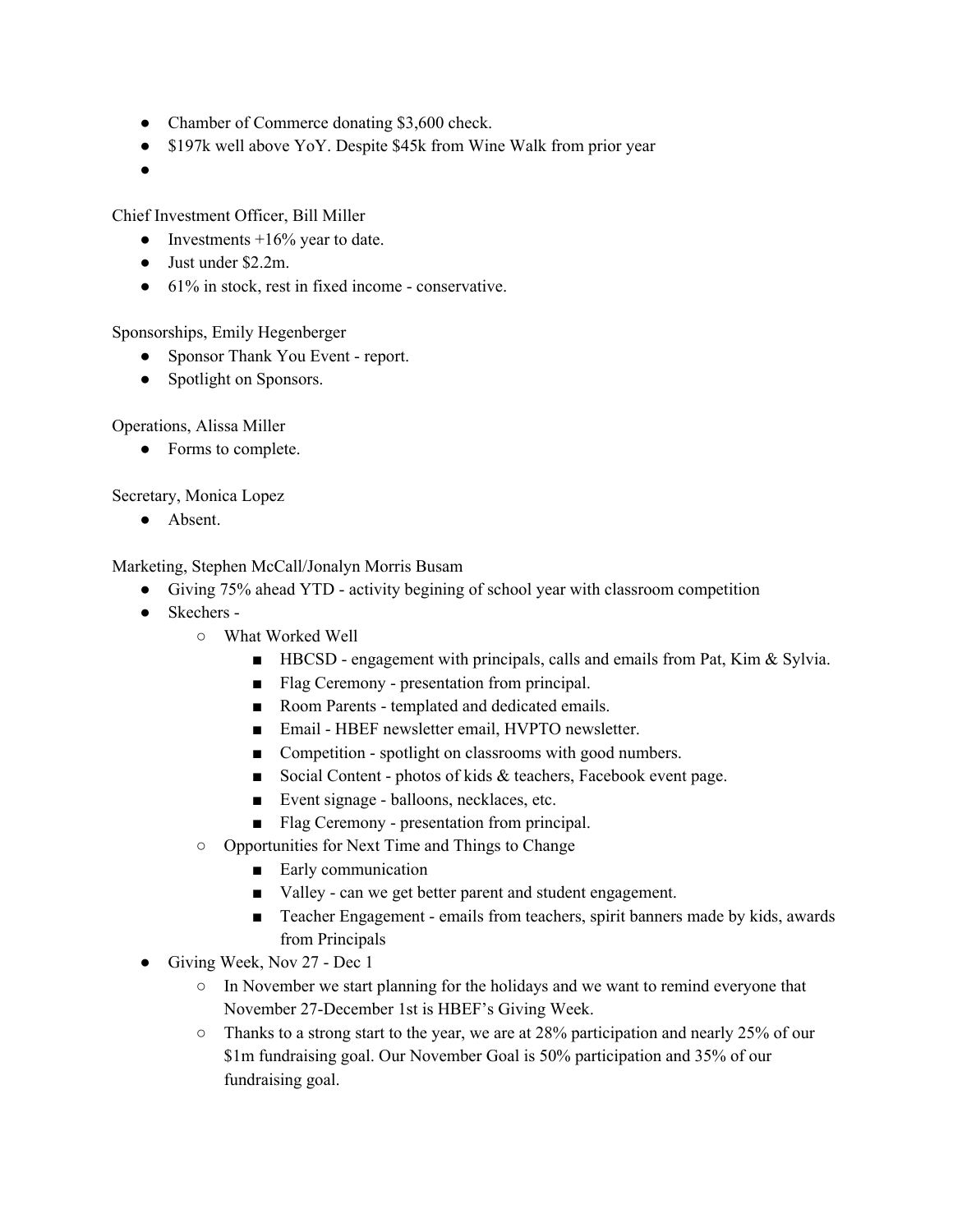- Chamber of Commerce donating $3,600 check.
- $197k well above YoY. Despite $45k from Wine Walk from prior year
- 

Chief Investment Officer, Bill Miller

- Investments +16% year to date.
- Just under $2.2m.
- 61% in stock, rest in fixed income - conservative.

Sponsorships, Emily Hegenberger

- Sponsor Thank You Event - report.
- Spotlight on Sponsors.

Operations, Alissa Miller

- Forms to complete.

Secretary, Monica Lopez

- Absent.

Marketing, Stephen McCall/Jonalyn Morris Busam

- Giving 75% ahead YTD - activity begining of school year with classroom competition
- Skechers -
  - What Worked Well
    - HBCSD - engagement with principals, calls and emails from Pat, Kim & Sylvia.
    - Flag Ceremony - presentation from principal.
    - Room Parents - templated and dedicated emails.
    - Email - HBEF newsletter email, HVPTO newsletter.
    - Competition - spotlight on classrooms with good numbers.
    - Social Content - photos of kids & teachers, Facebook event page.
    - Event signage - balloons, necklaces, etc.
    - Flag Ceremony - presentation from principal.
  - Opportunities for Next Time and Things to Change
    - Early communication
    - Valley - can we get better parent and student engagement.
    - Teacher Engagement - emails from teachers, spirit banners made by kids, awards from Principals
- Giving Week, Nov 27 - Dec 1
  - In November we start planning for the holidays and we want to remind everyone that November 27-December 1st is HBEF's Giving Week.
  - Thanks to a strong start to the year, we are at 28% participation and nearly 25% of our $1m fundraising goal. Our November Goal is 50% participation and 35% of our fundraising goal.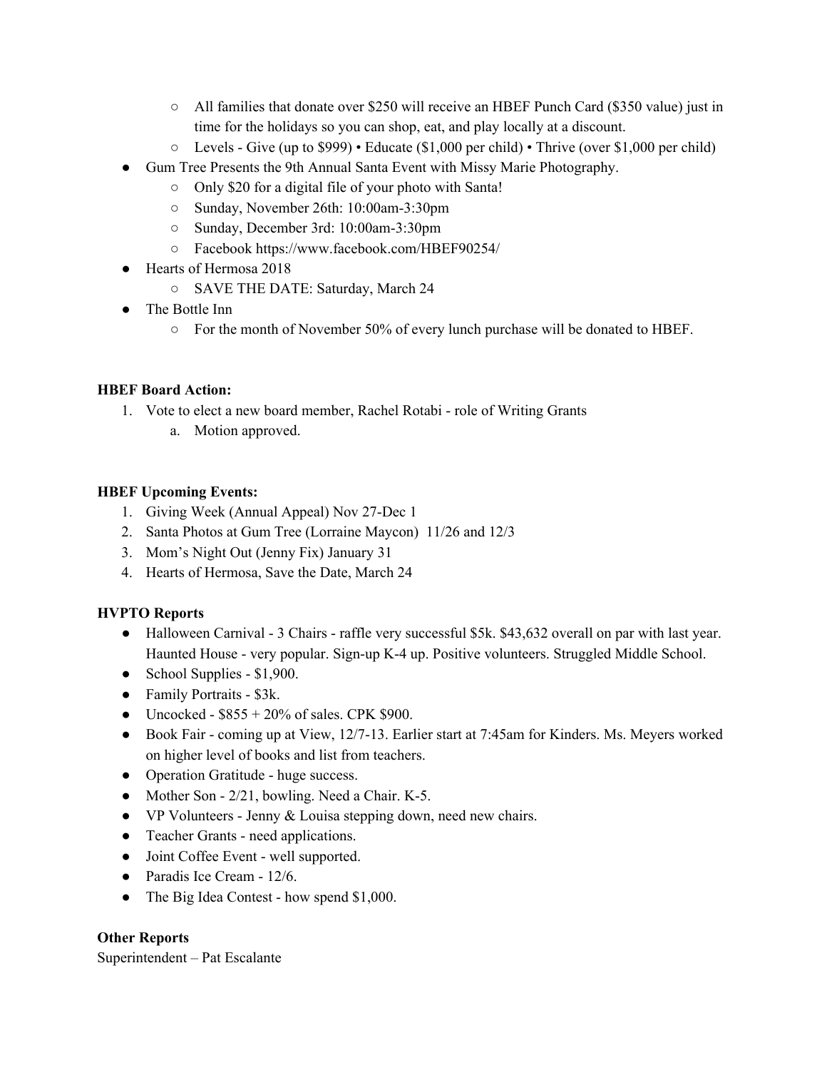- All families that donate over $250 will receive an HBEF Punch Card ($350 value) just in time for the holidays so you can shop, eat, and play locally at a discount.
    - Levels - Give (up to $999) • Educate ($1,000 per child) • Thrive (over $1,000 per child)
- Gum Tree Presents the 9th Annual Santa Event with Missy Marie Photography.
    - Only $20 for a digital file of your photo with Santa!
    - Sunday, November 26th: 10:00am-3:30pm
    - Sunday, December 3rd: 10:00am-3:30pm
    - Facebook https://www.facebook.com/HBEF90254/
- Hearts of Hermosa 2018
    - SAVE THE DATE: Saturday, March 24
- The Bottle Inn
    - For the month of November 50% of every lunch purchase will be donated to HBEF.

**HBEF Board Action:**

1. Vote to elect a new board member, Rachel Rotabi - role of Writing Grants
    a. Motion approved.

**HBEF Upcoming Events:**

1. Giving Week (Annual Appeal) Nov 27-Dec 1
2. Santa Photos at Gum Tree (Lorraine Maycon) 11/26 and 12/3
3. Mom's Night Out (Jenny Fix) January 31
4. Hearts of Hermosa, Save the Date, March 24

**HVPTO Reports**

- Halloween Carnival - 3 Chairs - raffle very successful $5k. $43,632 overall on par with last year. Haunted House - very popular. Sign-up K-4 up. Positive volunteers. Struggled Middle School.
- School Supplies - $1,900.
- Family Portraits - $3k.
- Uncocked - $855 + 20% of sales. CPK $900.
- Book Fair - coming up at View, 12/7-13. Earlier start at 7:45am for Kinders. Ms. Meyers worked on higher level of books and list from teachers.
- Operation Gratitude - huge success.
- Mother Son - 2/21, bowling. Need a Chair. K-5.
- VP Volunteers - Jenny & Louisa stepping down, need new chairs.
- Teacher Grants - need applications.
- Joint Coffee Event - well supported.
- Paradis Ice Cream - 12/6.
- The Big Idea Contest - how spend $1,000.

**Other Reports**

Superintendent – Pat Escalante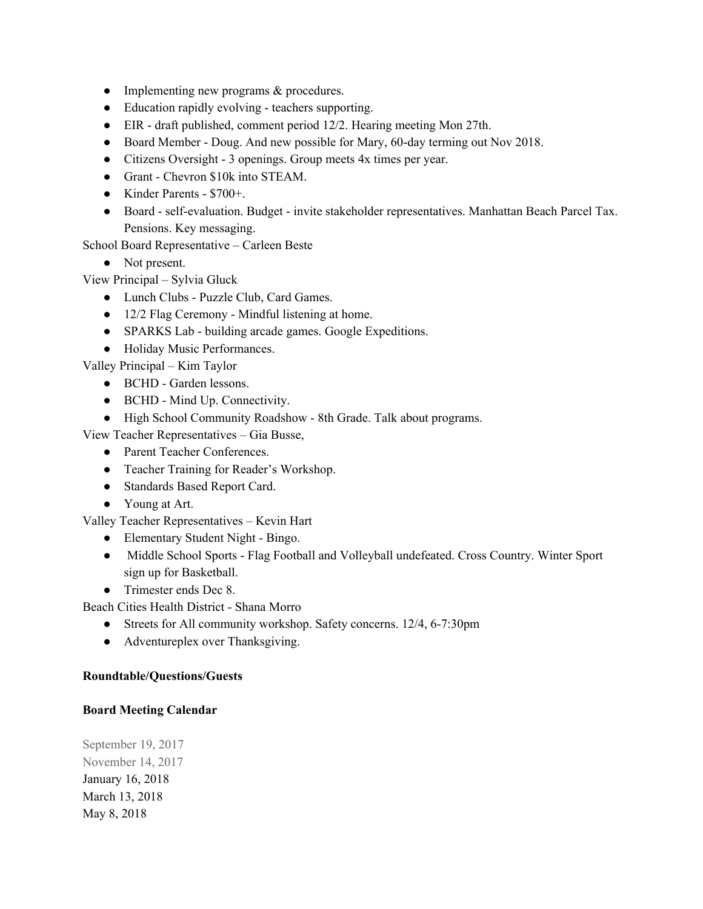- Implementing new programs & procedures.
- Education rapidly evolving - teachers supporting.
- EIR - draft published, comment period 12/2. Hearing meeting Mon 27th.
- Board Member - Doug. And new possible for Mary, 60-day terming out Nov 2018.
- Citizens Oversight - 3 openings. Group meets 4x times per year.
- Grant - Chevron $10k into STEAM.
- Kinder Parents - $700+.
- Board - self-evaluation. Budget - invite stakeholder representatives. Manhattan Beach Parcel Tax. Pensions. Key messaging.

School Board Representative – Carleen Beste

- Not present.

View Principal – Sylvia Gluck

- Lunch Clubs - Puzzle Club, Card Games.
- 12/2 Flag Ceremony - Mindful listening at home.
- SPARKS Lab - building arcade games. Google Expeditions.
- Holiday Music Performances.

Valley Principal – Kim Taylor

- BCHD - Garden lessons.
- BCHD - Mind Up. Connectivity.
- High School Community Roadshow - 8th Grade. Talk about programs.

View Teacher Representatives – Gia Busse,

- Parent Teacher Conferences.
- Teacher Training for Reader's Workshop.
- Standards Based Report Card.
- Young at Art.

Valley Teacher Representatives – Kevin Hart

- Elementary Student Night - Bingo.
- Middle School Sports - Flag Football and Volleyball undefeated. Cross Country. Winter Sport sign up for Basketball.
- Trimester ends Dec 8.

Beach Cities Health District - Shana Morro

- Streets for All community workshop. Safety concerns. 12/4, 6-7:30pm
- Adventureplex over Thanksgiving.

**Roundtable/Questions/Guests**

**Board Meeting Calendar**

September 19, 2017
November 14, 2017
January 16, 2018
March 13, 2018
May 8, 2018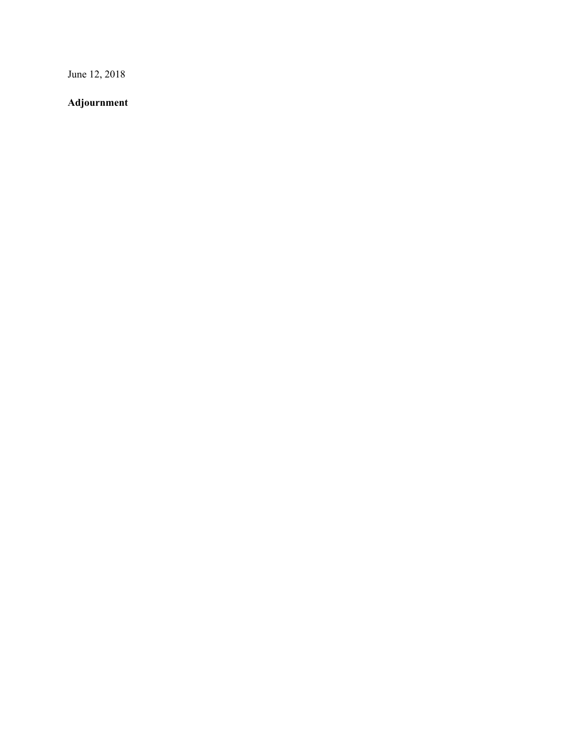June 12, 2018

**Adjournment**